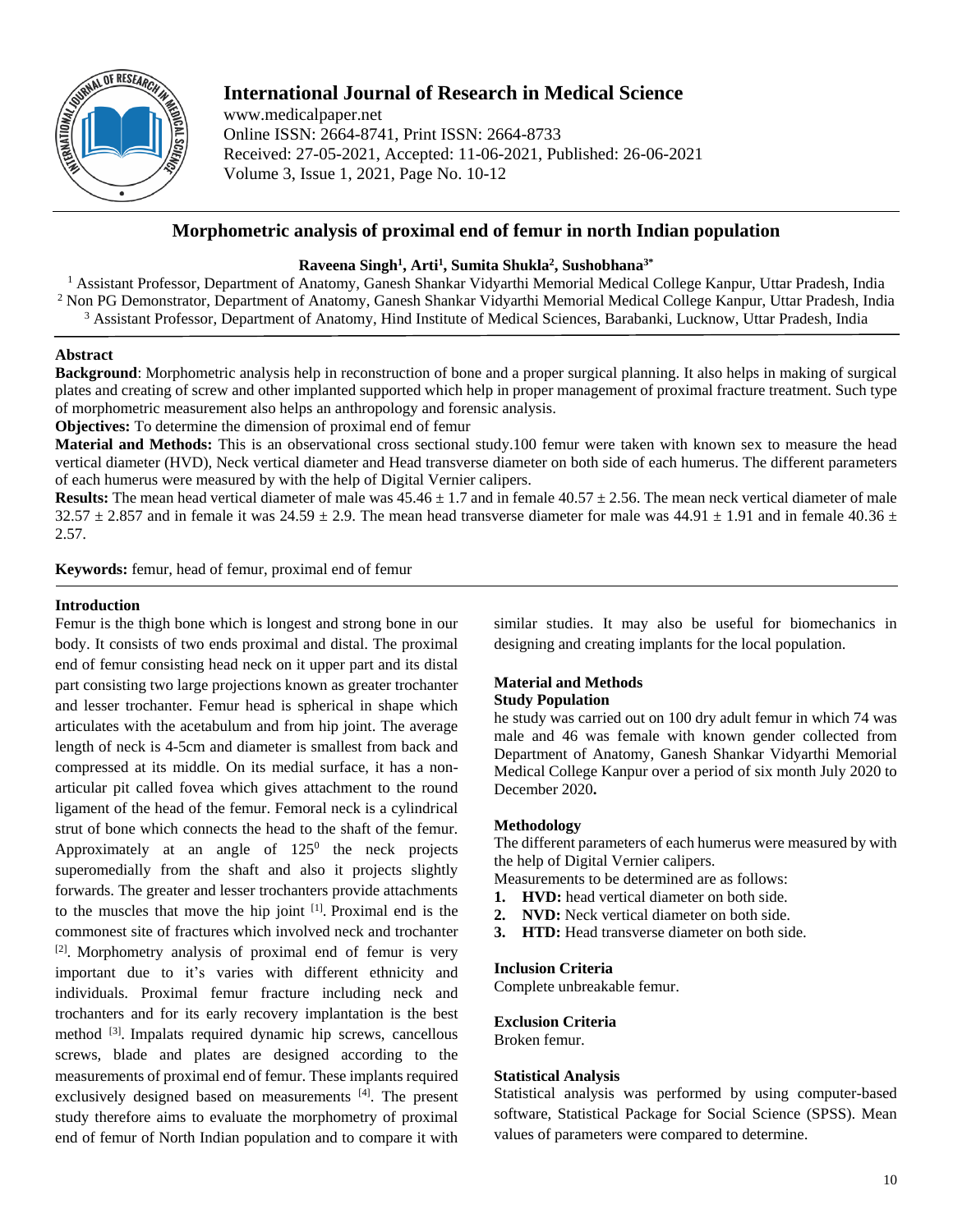# International Journal of Research in Medical Science

www.medicalpaper.net
Online ISSN: 2664-8741, Print ISSN: 2664-8733
Received: 27-05-2021, Accepted: 11-06-2021, Published: 26-06-2021
Volume 3, Issue 1, 2021, Page No. 10-12

## Morphometric analysis of proximal end of femur in north Indian population

**Raveena Singh[1], Arti[1], Sumita Shukla[2], Sushobhana[3*]**

[1] Assistant Professor, Department of Anatomy, Ganesh Shankar Vidyarthi Memorial Medical College Kanpur, Uttar Pradesh, India
[2] Non PG Demonstrator, Department of Anatomy, Ganesh Shankar Vidyarthi Memorial Medical College Kanpur, Uttar Pradesh, India
[3] Assistant Professor, Department of Anatomy, Hind Institute of Medical Sciences, Barabanki, Lucknow, Uttar Pradesh, India

### Abstract

**Background**: Morphometric analysis help in reconstruction of bone and a proper surgical planning. It also helps in making of surgical plates and creating of screw and other implanted supported which help in proper management of proximal fracture treatment. Such type of morphometric measurement also helps an anthropology and forensic analysis.

**Objectives:** To determine the dimension of proximal end of femur

**Material and Methods:** This is an observational cross sectional study.100 femur were taken with known sex to measure the head vertical diameter (HVD), Neck vertical diameter and Head transverse diameter on both side of each humerus. The different parameters of each humerus were measured by with the help of Digital Vernier calipers.

**Results:** The mean head vertical diameter of male was 45.46 ± 1.7 and in female 40.57 ± 2.56. The mean neck vertical diameter of male 32.57 ± 2.857 and in female it was 24.59 ± 2.9. The mean head transverse diameter for male was 44.91 ± 1.91 and in female 40.36 ± 2.57.

**Keywords:** femur, head of femur, proximal end of femur

### Introduction

Femur is the thigh bone which is longest and strong bone in our body. It consists of two ends proximal and distal. The proximal end of femur consisting head neck on it upper part and its distal part consisting two large projections known as greater trochanter and lesser trochanter. Femur head is spherical in shape which articulates with the acetabulum and from hip joint. The average length of neck is 4-5cm and diameter is smallest from back and compressed at its middle. On its medial surface, it has a non-articular pit called fovea which gives attachment to the round ligament of the head of the femur. Femoral neck is a cylindrical strut of bone which connects the head to the shaft of the femur. Approximately at an angle of $125^0$ the neck projects superomedially from the shaft and also it projects slightly forwards. The greater and lesser trochanters provide attachments to the muscles that move the hip joint [1]. Proximal end is the commonest site of fractures which involved neck and trochanter [2]. Morphometry analysis of proximal end of femur is very important due to it's varies with different ethnicity and individuals. Proximal femur fracture including neck and trochanters and for its early recovery implantation is the best method [3]. Impalats required dynamic hip screws, cancellous screws, blade and plates are designed according to the measurements of proximal end of femur. These implants required exclusively designed based on measurements [4]. The present study therefore aims to evaluate the morphometry of proximal end of femur of North Indian population and to compare it with similar studies. It may also be useful for biomechanics in designing and creating implants for the local population.

### Material and Methods

**Study Population**

he study was carried out on 100 dry adult femur in which 74 was male and 46 was female with known gender collected from Department of Anatomy, Ganesh Shankar Vidyarthi Memorial Medical College Kanpur over a period of six month July 2020 to December 2020**.**

### Methodology

The different parameters of each humerus were measured by with the help of Digital Vernier calipers.

Measurements to be determined are as follows:

1. **HVD:** head vertical diameter on both side.
2. **NVD:** Neck vertical diameter on both side.
3. **HTD:** Head transverse diameter on both side.

### Inclusion Criteria

Complete unbreakable femur.

### Exclusion Criteria

Broken femur.

### Statistical Analysis

Statistical analysis was performed by using computer-based software, Statistical Package for Social Science (SPSS). Mean values of parameters were compared to determine.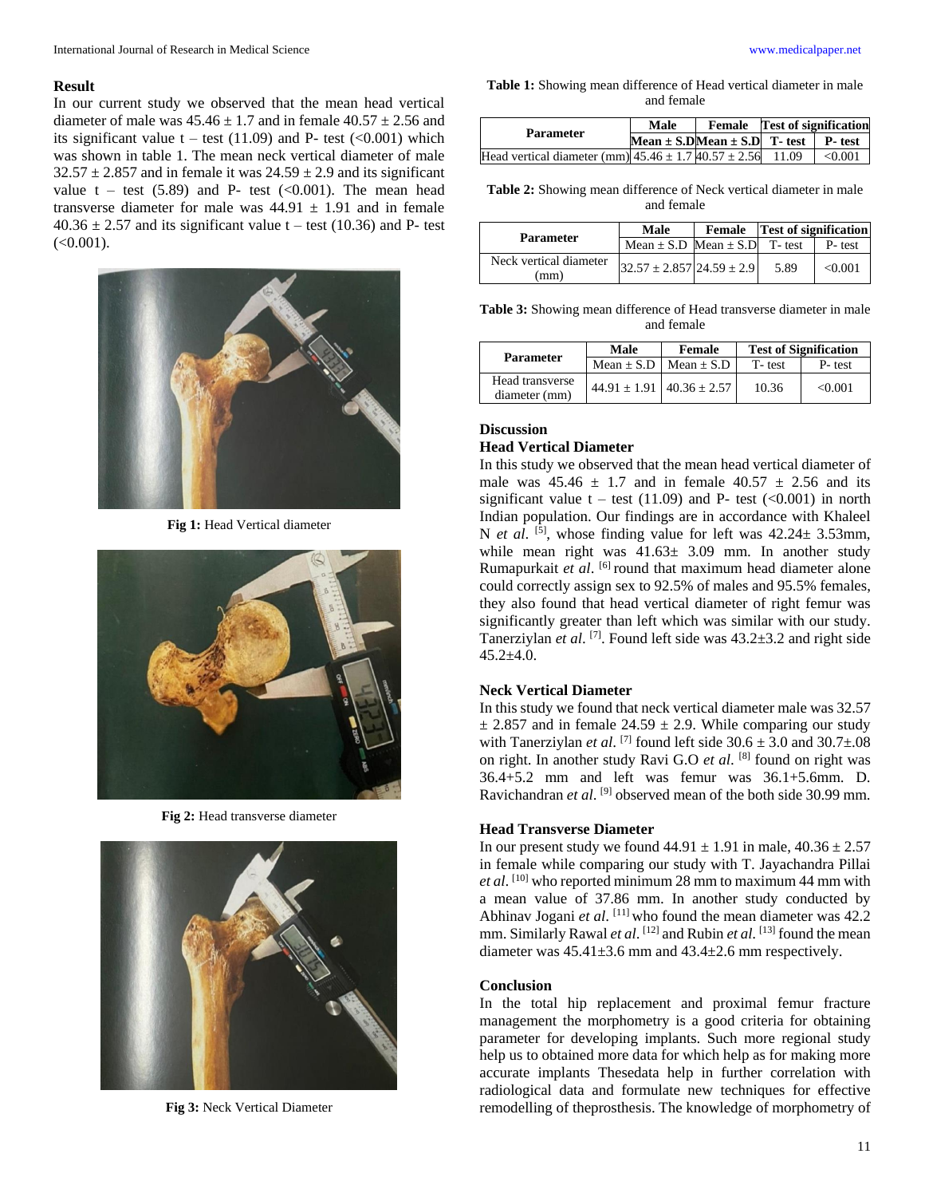## Result

In our current study we observed that the mean head vertical diameter of male was 45.46 ± 1.7 and in female 40.57 ± 2.56 and its significant value t – test (11.09) and P- test (<0.001) which was shown in table 1. The mean neck vertical diameter of male 32.57 ± 2.857 and in female it was 24.59 ± 2.9 and its significant value t – test (5.89) and P- test (<0.001). The mean head transverse diameter for male was 44.91 ± 1.91 and in female 40.36 ± 2.57 and its significant value t – test (10.36) and P- test (<0.001).

**Fig 1:** Head Vertical diameter

**Fig 2:** Head transverse diameter

**Fig 3:** Neck Vertical Diameter

**Table 1:** Showing mean difference of Head vertical diameter in male and female

| Parameter | Male | Female | Test of signification | |
|---|---|---|---|---|
| | Mean ± S.D | Mean ± S.D | T- test | P- test |
| Head vertical diameter (mm) | 45.46 ± 1.7 | 40.57 ± 2.56 | 11.09 | <0.001 |

**Table 2:** Showing mean difference of Neck vertical diameter in male and female

| Parameter | Male | Female | Test of signification | |
|---|---|---|---|---|
| | Mean ± S.D | Mean ± S.D | T- test | P- test |
| Neck vertical diameter (mm) | 32.57 ± 2.857 | 24.59 ± 2.9 | 5.89 | <0.001 |

**Table 3:** Showing mean difference of Head transverse diameter in male and female

| Parameter | Male | Female | Test of Signification | |
|---|---|---|---|---|
| | Mean ± S.D | Mean ± S.D | T- test | P- test |
| Head transverse diameter (mm) | 44.91 ± 1.91 | 40.36 ± 2.57 | 10.36 | <0.001 |

## Discussion

### Head Vertical Diameter

In this study we observed that the mean head vertical diameter of male was 45.46 ± 1.7 and in female 40.57 ± 2.56 and its significant value t – test (11.09) and P- test (<0.001) in north Indian population. Our findings are in accordance with Khaleel N *et al*. [5], whose finding value for left was 42.24± 3.53mm, while mean right was 41.63± 3.09 mm. In another study Rumapurkait *et al*. [6] round that maximum head diameter alone could correctly assign sex to 92.5% of males and 95.5% females, they also found that head vertical diameter of right femur was significantly greater than left which was similar with our study. Tanerziylan *et al*. [7]. Found left side was 43.2±3.2 and right side 45.2±4.0.

### Neck Vertical Diameter

In this study we found that neck vertical diameter male was 32.57 ± 2.857 and in female 24.59 ± 2.9. While comparing our study with Tanerziylan *et al*. [7] found left side 30.6 ± 3.0 and 30.7±.08 on right. In another study Ravi G.O *et al*. [8] found on right was 36.4+5.2 mm and left was femur was 36.1+5.6mm. D. Ravichandran *et al*. [9] observed mean of the both side 30.99 mm.

### Head Transverse Diameter

In our present study we found 44.91 ± 1.91 in male, 40.36 ± 2.57 in female while comparing our study with T. Jayachandra Pillai *et al*. [10] who reported minimum 28 mm to maximum 44 mm with a mean value of 37.86 mm. In another study conducted by Abhinav Jogani *et al*. [11] who found the mean diameter was 42.2 mm. Similarly Rawal *et al*. [12] and Rubin *et al*. [13] found the mean diameter was 45.41±3.6 mm and 43.4±2.6 mm respectively.

## Conclusion

In the total hip replacement and proximal femur fracture management the morphometry is a good criteria for obtaining parameter for developing implants. Such more regional study help us to obtained more data for which help as for making more accurate implants Thesedata help in further correlation with radiological data and formulate new techniques for effective remodelling of theprosthesis. The knowledge of morphometry of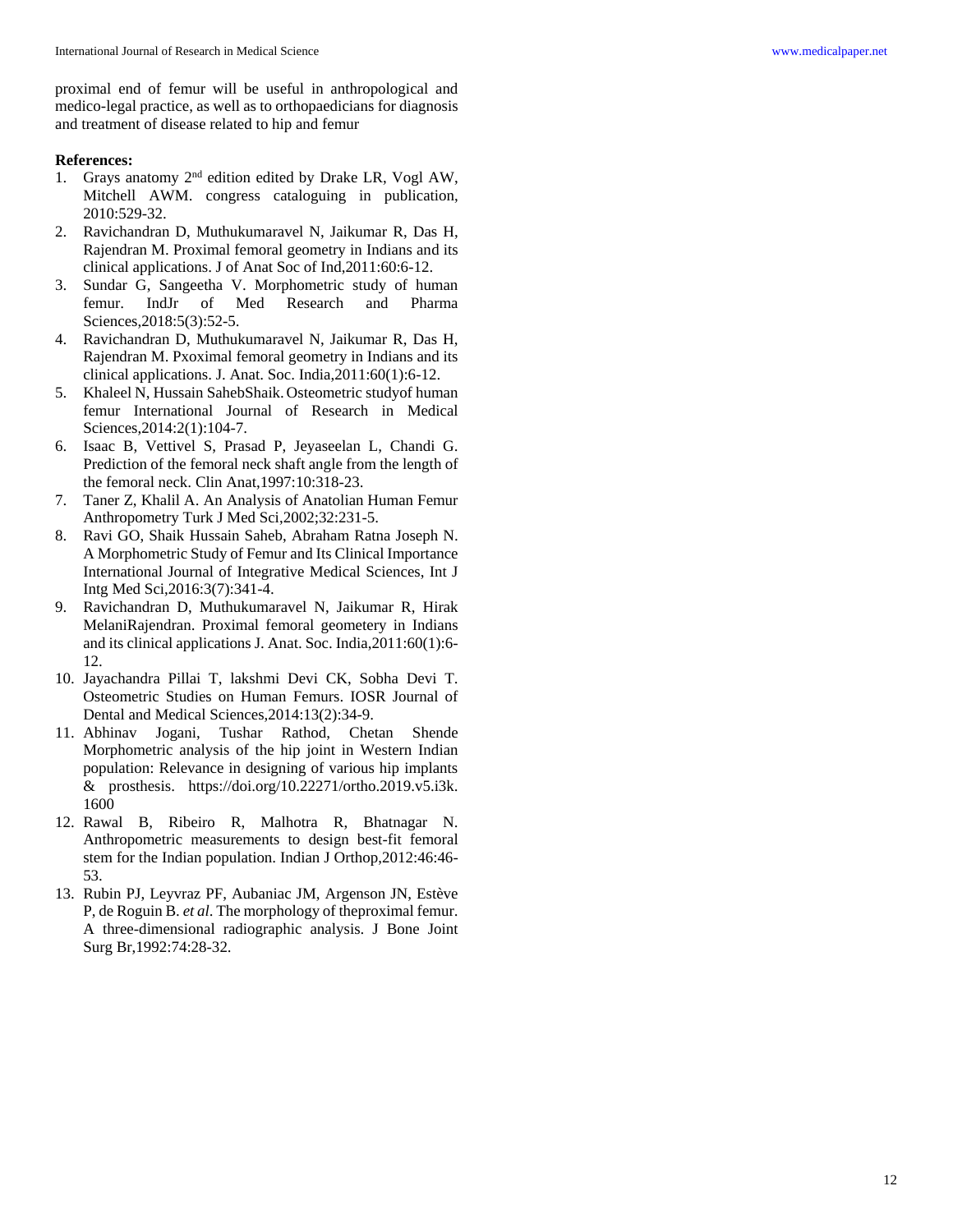proximal end of femur will be useful in anthropological and medico-legal practice, as well as to orthopaedicians for diagnosis and treatment of disease related to hip and femur

**References:**

1. Grays anatomy 2nd edition edited by Drake LR, Vogl AW, Mitchell AWM. congress cataloguing in publication, 2010:529-32.
2. Ravichandran D, Muthukumaravel N, Jaikumar R, Das H, Rajendran M. Proximal femoral geometry in Indians and its clinical applications. J of Anat Soc of Ind,2011:60:6-12.
3. Sundar G, Sangeetha V. Morphometric study of human femur. IndJr of Med Research and Pharma Sciences,2018:5(3):52-5.
4. Ravichandran D, Muthukumaravel N, Jaikumar R, Das H, Rajendran M. Pxoximal femoral geometry in Indians and its clinical applications. J. Anat. Soc. India,2011:60(1):6-12.
5. Khaleel N, Hussain SahebShaik. Osteometric studyof human femur International Journal of Research in Medical Sciences,2014:2(1):104-7.
6. Isaac B, Vettivel S, Prasad P, Jeyaseelan L, Chandi G. Prediction of the femoral neck shaft angle from the length of the femoral neck. Clin Anat,1997:10:318-23.
7. Taner Z, Khalil A. An Analysis of Anatolian Human Femur Anthropometry Turk J Med Sci,2002;32:231-5.
8. Ravi GO, Shaik Hussain Saheb, Abraham Ratna Joseph N. A Morphometric Study of Femur and Its Clinical Importance International Journal of Integrative Medical Sciences, Int J Intg Med Sci,2016:3(7):341-4.
9. Ravichandran D, Muthukumaravel N, Jaikumar R, Hirak MelaniRajendran. Proximal femoral geometry in Indians and its clinical applications J. Anat. Soc. India,2011:60(1):6-12.
10. Jayachandra Pillai T, lakshmi Devi CK, Sobha Devi T. Osteometric Studies on Human Femurs. IOSR Journal of Dental and Medical Sciences,2014:13(2):34-9.
11. Abhinav Jogani, Tushar Rathod, Chetan Shende Morphometric analysis of the hip joint in Western Indian population: Relevance in designing of various hip implants & prosthesis. https://doi.org/10.22271/ortho.2019.v5.i3k.1600
12. Rawal B, Ribeiro R, Malhotra R, Bhatnagar N. Anthropometric measurements to design best-fit femoral stem for the Indian population. Indian J Orthop,2012:46:46-53.
13. Rubin PJ, Leyvraz PF, Aubaniac JM, Argenson JN, Estève P, de Roguin B. *et al*. The morphology of theproximal femur. A three-dimensional radiographic analysis. J Bone Joint Surg Br,1992:74:28-32.